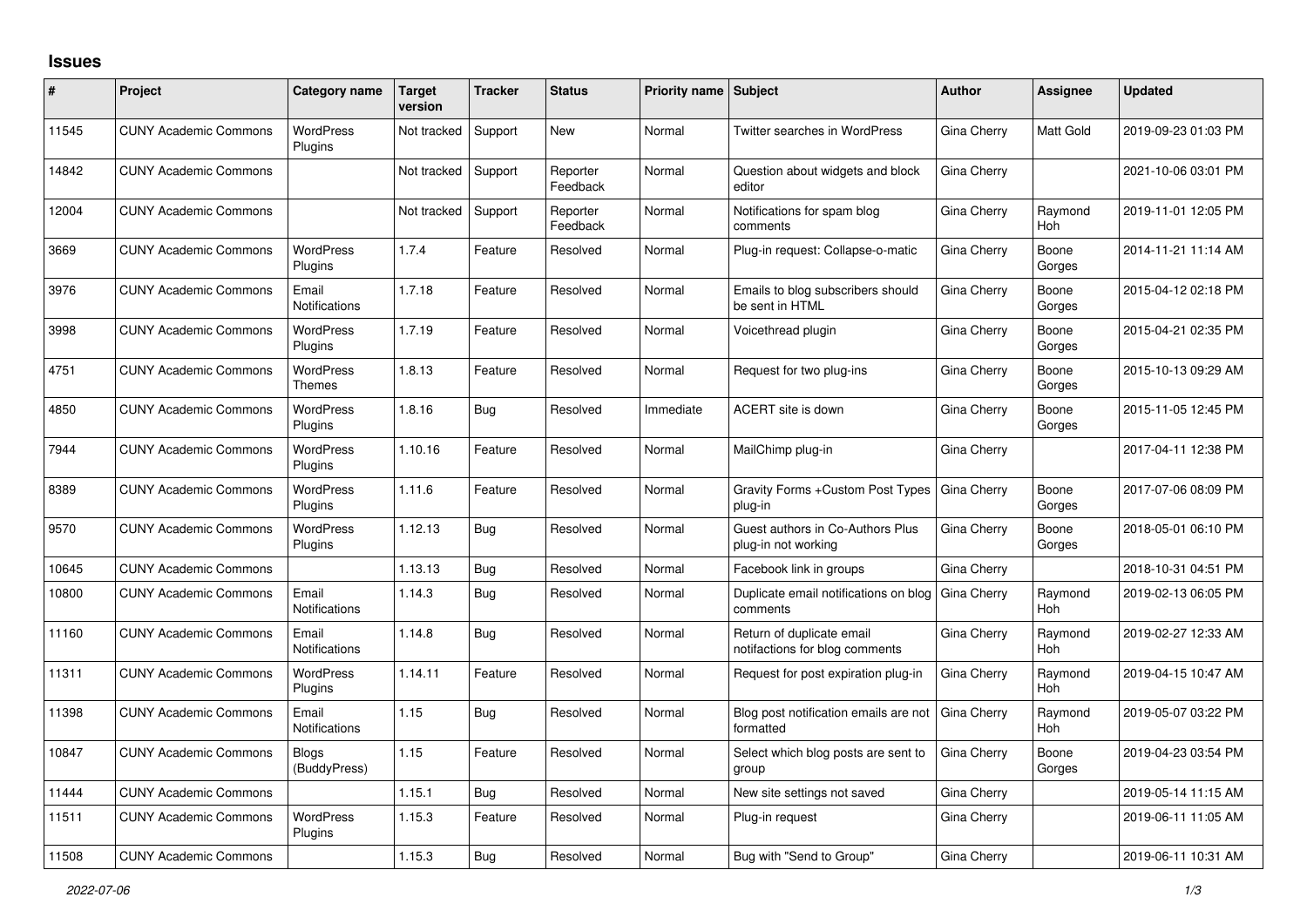# Issues

| # | Project | Category name | Target version | Tracker | Status | Priority name | Subject | Author | Assignee | Updated |
|---|---|---|---|---|---|---|---|---|---|---|
| 11545 | CUNY Academic Commons | WordPress Plugins | Not tracked | Support | New | Normal | Twitter searches in WordPress | Gina Cherry | Matt Gold | 2019-09-23 01:03 PM |
| 14842 | CUNY Academic Commons | | Not tracked | Support | Reporter Feedback | Normal | Question about widgets and block editor | Gina Cherry | | 2021-10-06 03:01 PM |
| 12004 | CUNY Academic Commons | | Not tracked | Support | Reporter Feedback | Normal | Notifications for spam blog comments | Gina Cherry | Raymond Hoh | 2019-11-01 12:05 PM |
| 3669 | CUNY Academic Commons | WordPress Plugins | 1.7.4 | Feature | Resolved | Normal | Plug-in request: Collapse-o-matic | Gina Cherry | Boone Gorges | 2014-11-21 11:14 AM |
| 3976 | CUNY Academic Commons | Email Notifications | 1.7.18 | Feature | Resolved | Normal | Emails to blog subscribers should be sent in HTML | Gina Cherry | Boone Gorges | 2015-04-12 02:18 PM |
| 3998 | CUNY Academic Commons | WordPress Plugins | 1.7.19 | Feature | Resolved | Normal | Voicethread plugin | Gina Cherry | Boone Gorges | 2015-04-21 02:35 PM |
| 4751 | CUNY Academic Commons | WordPress Themes | 1.8.13 | Feature | Resolved | Normal | Request for two plug-ins | Gina Cherry | Boone Gorges | 2015-10-13 09:29 AM |
| 4850 | CUNY Academic Commons | WordPress Plugins | 1.8.16 | Bug | Resolved | Immediate | ACERT site is down | Gina Cherry | Boone Gorges | 2015-11-05 12:45 PM |
| 7944 | CUNY Academic Commons | WordPress Plugins | 1.10.16 | Feature | Resolved | Normal | MailChimp plug-in | Gina Cherry | | 2017-04-11 12:38 PM |
| 8389 | CUNY Academic Commons | WordPress Plugins | 1.11.6 | Feature | Resolved | Normal | Gravity Forms +Custom Post Types plug-in | Gina Cherry | Boone Gorges | 2017-07-06 08:09 PM |
| 9570 | CUNY Academic Commons | WordPress Plugins | 1.12.13 | Bug | Resolved | Normal | Guest authors in Co-Authors Plus plug-in not working | Gina Cherry | Boone Gorges | 2018-05-01 06:10 PM |
| 10645 | CUNY Academic Commons | | 1.13.13 | Bug | Resolved | Normal | Facebook link in groups | Gina Cherry | | 2018-10-31 04:51 PM |
| 10800 | CUNY Academic Commons | Email Notifications | 1.14.3 | Bug | Resolved | Normal | Duplicate email notifications on blog comments | Gina Cherry | Raymond Hoh | 2019-02-13 06:05 PM |
| 11160 | CUNY Academic Commons | Email Notifications | 1.14.8 | Bug | Resolved | Normal | Return of duplicate email notifactions for blog comments | Gina Cherry | Raymond Hoh | 2019-02-27 12:33 AM |
| 11311 | CUNY Academic Commons | WordPress Plugins | 1.14.11 | Feature | Resolved | Normal | Request for post expiration plug-in | Gina Cherry | Raymond Hoh | 2019-04-15 10:47 AM |
| 11398 | CUNY Academic Commons | Email Notifications | 1.15 | Bug | Resolved | Normal | Blog post notification emails are not formatted | Gina Cherry | Raymond Hoh | 2019-05-07 03:22 PM |
| 10847 | CUNY Academic Commons | Blogs (BuddyPress) | 1.15 | Feature | Resolved | Normal | Select which blog posts are sent to group | Gina Cherry | Boone Gorges | 2019-04-23 03:54 PM |
| 11444 | CUNY Academic Commons | | 1.15.1 | Bug | Resolved | Normal | New site settings not saved | Gina Cherry | | 2019-05-14 11:15 AM |
| 11511 | CUNY Academic Commons | WordPress Plugins | 1.15.3 | Feature | Resolved | Normal | Plug-in request | Gina Cherry | | 2019-06-11 11:05 AM |
| 11508 | CUNY Academic Commons | | 1.15.3 | Bug | Resolved | Normal | Bug with "Send to Group" | Gina Cherry | | 2019-06-11 10:31 AM |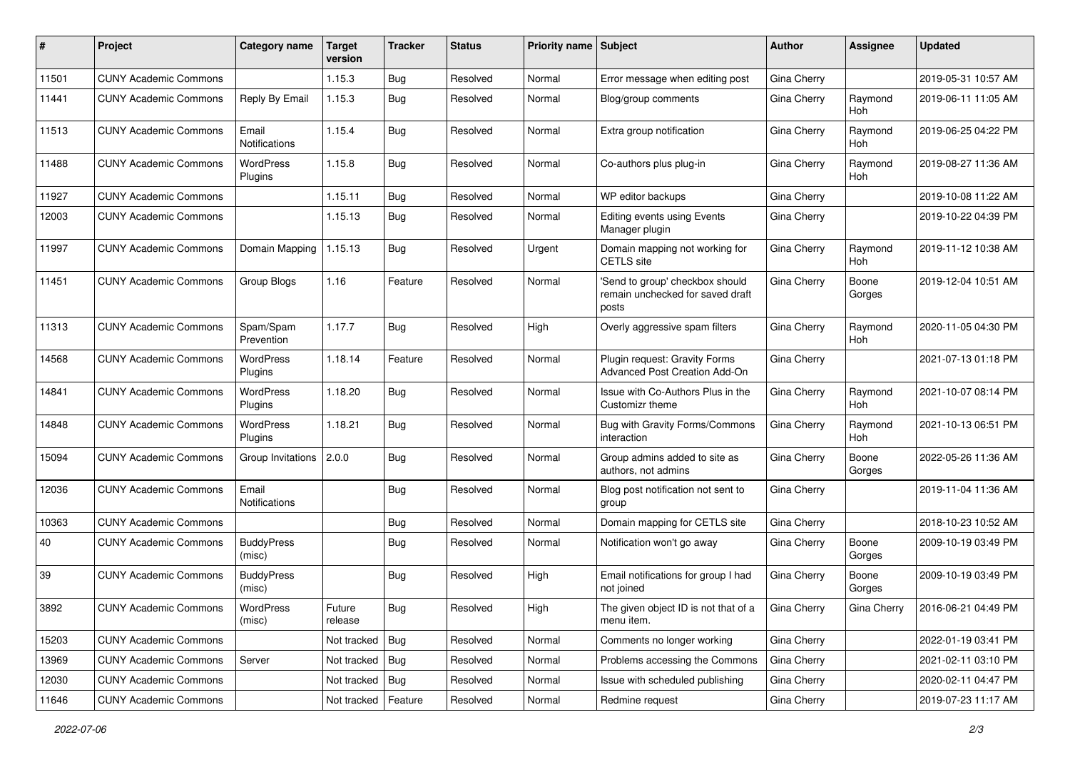| # | Project | Category name | Target version | Tracker | Status | Priority name | Subject | Author | Assignee | Updated |
|---|---|---|---|---|---|---|---|---|---|---|
| 11501 | CUNY Academic Commons | | 1.15.3 | Bug | Resolved | Normal | Error message when editing post | Gina Cherry | | 2019-05-31 10:57 AM |
| 11441 | CUNY Academic Commons | Reply By Email | 1.15.3 | Bug | Resolved | Normal | Blog/group comments | Gina Cherry | Raymond Hoh | 2019-06-11 11:05 AM |
| 11513 | CUNY Academic Commons | Email Notifications | 1.15.4 | Bug | Resolved | Normal | Extra group notification | Gina Cherry | Raymond Hoh | 2019-06-25 04:22 PM |
| 11488 | CUNY Academic Commons | WordPress Plugins | 1.15.8 | Bug | Resolved | Normal | Co-authors plus plug-in | Gina Cherry | Raymond Hoh | 2019-08-27 11:36 AM |
| 11927 | CUNY Academic Commons | | 1.15.11 | Bug | Resolved | Normal | WP editor backups | Gina Cherry | | 2019-10-08 11:22 AM |
| 12003 | CUNY Academic Commons | | 1.15.13 | Bug | Resolved | Normal | Editing events using Events Manager plugin | Gina Cherry | | 2019-10-22 04:39 PM |
| 11997 | CUNY Academic Commons | Domain Mapping | 1.15.13 | Bug | Resolved | Urgent | Domain mapping not working for CETLS site | Gina Cherry | Raymond Hoh | 2019-11-12 10:38 AM |
| 11451 | CUNY Academic Commons | Group Blogs | 1.16 | Feature | Resolved | Normal | 'Send to group' checkbox should remain unchecked for saved draft posts | Gina Cherry | Boone Gorges | 2019-12-04 10:51 AM |
| 11313 | CUNY Academic Commons | Spam/Spam Prevention | 1.17.7 | Bug | Resolved | High | Overly aggressive spam filters | Gina Cherry | Raymond Hoh | 2020-11-05 04:30 PM |
| 14568 | CUNY Academic Commons | WordPress Plugins | 1.18.14 | Feature | Resolved | Normal | Plugin request: Gravity Forms Advanced Post Creation Add-On | Gina Cherry | | 2021-07-13 01:18 PM |
| 14841 | CUNY Academic Commons | WordPress Plugins | 1.18.20 | Bug | Resolved | Normal | Issue with Co-Authors Plus in the Customizr theme | Gina Cherry | Raymond Hoh | 2021-10-07 08:14 PM |
| 14848 | CUNY Academic Commons | WordPress Plugins | 1.18.21 | Bug | Resolved | Normal | Bug with Gravity Forms/Commons interaction | Gina Cherry | Raymond Hoh | 2021-10-13 06:51 PM |
| 15094 | CUNY Academic Commons | Group Invitations | 2.0.0 | Bug | Resolved | Normal | Group admins added to site as authors, not admins | Gina Cherry | Boone Gorges | 2022-05-26 11:36 AM |
| 12036 | CUNY Academic Commons | Email Notifications | | Bug | Resolved | Normal | Blog post notification not sent to group | Gina Cherry | | 2019-11-04 11:36 AM |
| 10363 | CUNY Academic Commons | | | Bug | Resolved | Normal | Domain mapping for CETLS site | Gina Cherry | | 2018-10-23 10:52 AM |
| 40 | CUNY Academic Commons | BuddyPress (misc) | | Bug | Resolved | Normal | Notification won't go away | Gina Cherry | Boone Gorges | 2009-10-19 03:49 PM |
| 39 | CUNY Academic Commons | BuddyPress (misc) | | Bug | Resolved | High | Email notifications for group I had not joined | Gina Cherry | Boone Gorges | 2009-10-19 03:49 PM |
| 3892 | CUNY Academic Commons | WordPress (misc) | Future release | Bug | Resolved | High | The given object ID is not that of a menu item. | Gina Cherry | Gina Cherry | 2016-06-21 04:49 PM |
| 15203 | CUNY Academic Commons | | Not tracked | Bug | Resolved | Normal | Comments no longer working | Gina Cherry | | 2022-01-19 03:41 PM |
| 13969 | CUNY Academic Commons | Server | Not tracked | Bug | Resolved | Normal | Problems accessing the Commons | Gina Cherry | | 2021-02-11 03:10 PM |
| 12030 | CUNY Academic Commons | | Not tracked | Bug | Resolved | Normal | Issue with scheduled publishing | Gina Cherry | | 2020-02-11 04:47 PM |
| 11646 | CUNY Academic Commons | | Not tracked | Feature | Resolved | Normal | Redmine request | Gina Cherry | | 2019-07-23 11:17 AM |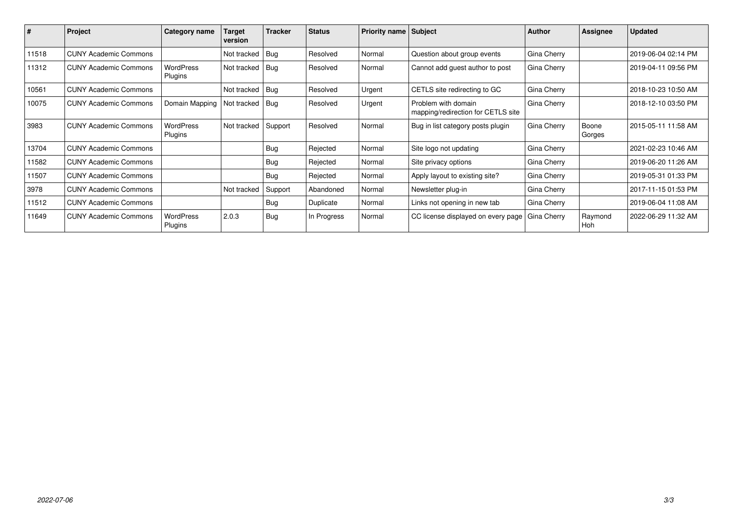| # | Project | Category name | Target version | Tracker | Status | Priority name | Subject | Author | Assignee | Updated |
|---|---|---|---|---|---|---|---|---|---|---|
| 11518 | CUNY Academic Commons | | Not tracked | Bug | Resolved | Normal | Question about group events | Gina Cherry | | 2019-06-04 02:14 PM |
| 11312 | CUNY Academic Commons | WordPress Plugins | Not tracked | Bug | Resolved | Normal | Cannot add guest author to post | Gina Cherry | | 2019-04-11 09:56 PM |
| 10561 | CUNY Academic Commons | | Not tracked | Bug | Resolved | Urgent | CETLS site redirecting to GC | Gina Cherry | | 2018-10-23 10:50 AM |
| 10075 | CUNY Academic Commons | Domain Mapping | Not tracked | Bug | Resolved | Urgent | Problem with domain mapping/redirection for CETLS site | Gina Cherry | | 2018-12-10 03:50 PM |
| 3983 | CUNY Academic Commons | WordPress Plugins | Not tracked | Support | Resolved | Normal | Bug in list category posts plugin | Gina Cherry | Boone Gorges | 2015-05-11 11:58 AM |
| 13704 | CUNY Academic Commons | | | Bug | Rejected | Normal | Site logo not updating | Gina Cherry | | 2021-02-23 10:46 AM |
| 11582 | CUNY Academic Commons | | | Bug | Rejected | Normal | Site privacy options | Gina Cherry | | 2019-06-20 11:26 AM |
| 11507 | CUNY Academic Commons | | | Bug | Rejected | Normal | Apply layout to existing site? | Gina Cherry | | 2019-05-31 01:33 PM |
| 3978 | CUNY Academic Commons | | Not tracked | Support | Abandoned | Normal | Newsletter plug-in | Gina Cherry | | 2017-11-15 01:53 PM |
| 11512 | CUNY Academic Commons | | | Bug | Duplicate | Normal | Links not opening in new tab | Gina Cherry | | 2019-06-04 11:08 AM |
| 11649 | CUNY Academic Commons | WordPress Plugins | 2.0.3 | Bug | In Progress | Normal | CC license displayed on every page | Gina Cherry | Raymond Hoh | 2022-06-29 11:32 AM |